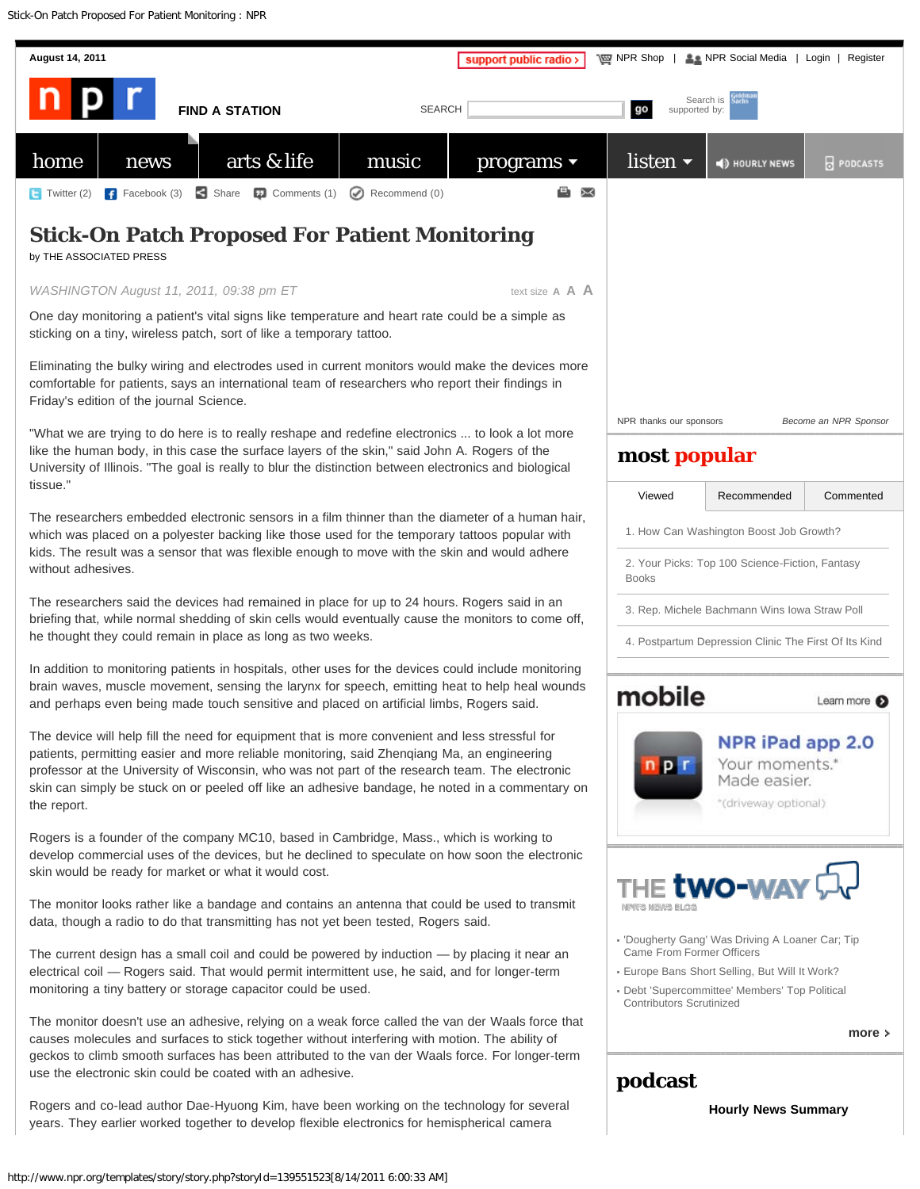August 14, 2011

support public radio › | NPR Shop | NPR Social Media | Login | Register

FIND A STATION

SEARCH go

Search is supported by:

home | news | arts & life | music | programs | listen | HOURLY NEWS | PODCASTS

Twitter (2) Facebook (3) Share Comments (1) Recommend (0)

# Stick-On Patch Proposed For Patient Monitoring

by THE ASSOCIATED PRESS

*WASHINGTON August 11, 2011, 09:38 pm ET*

text size A A A

One day monitoring a patient's vital signs like temperature and heart rate could be a simple as sticking on a tiny, wireless patch, sort of like a temporary tattoo.

Eliminating the bulky wiring and electrodes used in current monitors would make the devices more comfortable for patients, says an international team of researchers who report their findings in Friday's edition of the journal Science.

"What we are trying to do here is to really reshape and redefine electronics ... to look a lot more like the human body, in this case the surface layers of the skin," said John A. Rogers of the University of Illinois. "The goal is really to blur the distinction between electronics and biological tissue."

The researchers embedded electronic sensors in a film thinner than the diameter of a human hair, which was placed on a polyester backing like those used for the temporary tattoos popular with kids. The result was a sensor that was flexible enough to move with the skin and would adhere without adhesives.

The researchers said the devices had remained in place for up to 24 hours. Rogers said in an briefing that, while normal shedding of skin cells would eventually cause the monitors to come off, he thought they could remain in place as long as two weeks.

In addition to monitoring patients in hospitals, other uses for the devices could include monitoring brain waves, muscle movement, sensing the larynx for speech, emitting heat to help heal wounds and perhaps even being made touch sensitive and placed on artificial limbs, Rogers said.

The device will help fill the need for equipment that is more convenient and less stressful for patients, permitting easier and more reliable monitoring, said Zhenqiang Ma, an engineering professor at the University of Wisconsin, who was not part of the research team. The electronic skin can simply be stuck on or peeled off like an adhesive bandage, he noted in a commentary on the report.

Rogers is a founder of the company MC10, based in Cambridge, Mass., which is working to develop commercial uses of the devices, but he declined to speculate on how soon the electronic skin would be ready for market or what it would cost.

The monitor looks rather like a bandage and contains an antenna that could be used to transmit data, though a radio to do that transmitting has not yet been tested, Rogers said.

The current design has a small coil and could be powered by induction — by placing it near an electrical coil — Rogers said. That would permit intermittent use, he said, and for longer-term monitoring a tiny battery or storage capacitor could be used.

The monitor doesn't use an adhesive, relying on a weak force called the van der Waals force that causes molecules and surfaces to stick together without interfering with motion. The ability of geckos to climb smooth surfaces has been attributed to the van der Waals force. For longer-term use the electronic skin could be coated with an adhesive.

Rogers and co-lead author Dae-Hyuong Kim, have been working on the technology for several years. They earlier worked together to develop flexible electronics for hemispherical camera

NPR thanks our sponsors | *Become an NPR Sponsor*

## most popular

Viewed | Recommended | Commented

1. How Can Washington Boost Job Growth?
2. Your Picks: Top 100 Science-Fiction, Fantasy Books
3. Rep. Michele Bachmann Wins Iowa Straw Poll
4. Postpartum Depression Clinic The First Of Its Kind

## mobile

Learn more

NPR iPad app 2.0
Your moments.* Made easier.
*(driveway optional)

## THE two-WAY
NPR'S NEWS BLOG

- 'Dougherty Gang' Was Driving A Loaner Car; Tip Came From Former Officers
- Europe Bans Short Selling, But Will It Work?
- Debt 'Supercommittee' Members' Top Political Contributors Scrutinized

more ›

## podcast

**Hourly News Summary**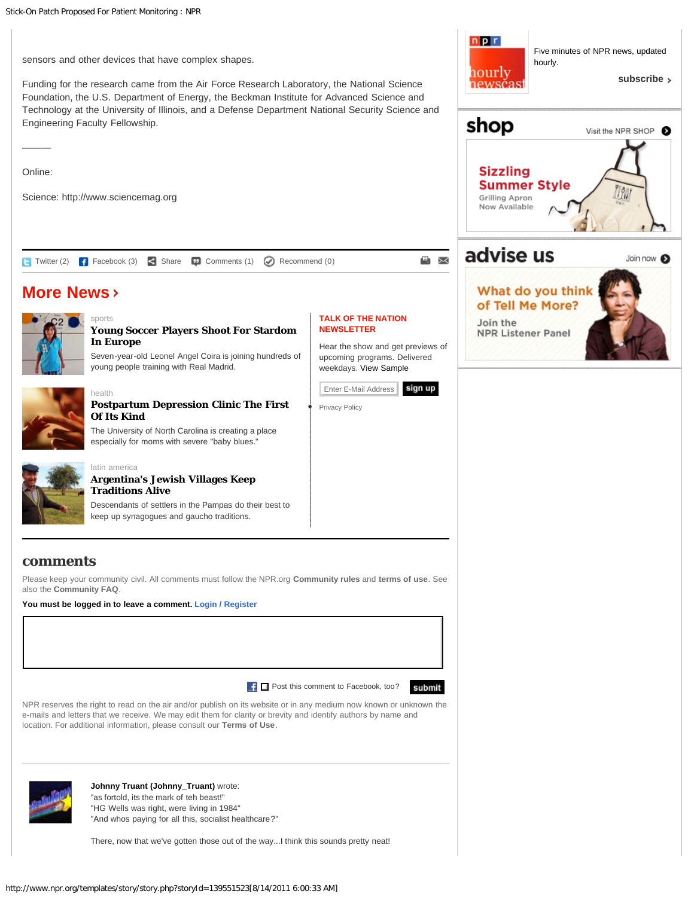sensors and other devices that have complex shapes.

Funding for the research came from the Air Force Research Laboratory, the National Science Foundation, the U.S. Department of Energy, the Beckman Institute for Advanced Science and Technology at the University of Illinois, and a Defense Department National Security Science and Engineering Faculty Fellowship.

———

Online:

Science: http://www.sciencemag.org

Twitter (2) Facebook (3) Share Comments (1) Recommend (0)

## More News ›

sports

**Young Soccer Players Shoot For Stardom In Europe**

Seven-year-old Leonel Angel Coira is joining hundreds of young people training with Real Madrid.

health

**Postpartum Depression Clinic The First Of Its Kind**

The University of North Carolina is creating a place especially for moms with severe "baby blues."

latin america

**Argentina's Jewish Villages Keep Traditions Alive**

Descendants of settlers in the Pampas do their best to keep up synagogues and gaucho traditions.

**TALK OF THE NATION NEWSLETTER**

Hear the show and get previews of upcoming programs. Delivered weekdays. View Sample

Enter E-Mail Address sign up

Privacy Policy

Five minutes of NPR news, updated hourly.

**subscribe ›**

**shop**

Visit the NPR SHOP

**advise us**

Join now

## comments

Please keep your community civil. All comments must follow the NPR.org **Community rules** and **terms of use**. See also the **Community FAQ**.

**You must be logged in to leave a comment.** Login / Register

Post this comment to Facebook, too? **submit**

NPR reserves the right to read on the air and/or publish on its website or in any medium now known or unknown the e-mails and letters that we receive. We may edit them for clarity or brevity and identify authors by name and location. For additional information, please consult our **Terms of Use**.

**Johnny Truant (Johnny_Truant)** wrote:
"as fortold, its the mark of teh beast!"
"HG Wells was right, were living in 1984"
"And whos paying for all this, socialist healthcare?"

There, now that we've gotten those out of the way...I think this sounds pretty neat!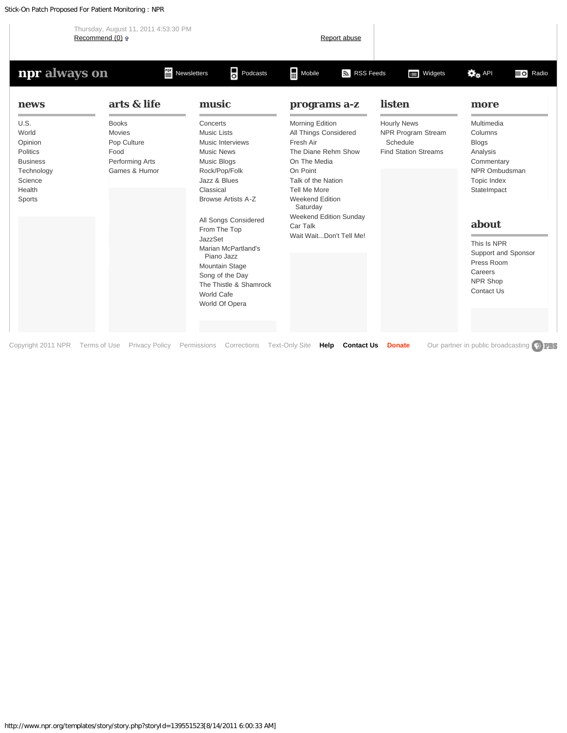Thursday, August 11, 2011 4:53:30 PM

Recommend (0)

Report abuse

**npr always on**

Newsletters | Podcasts | Mobile | RSS Feeds | Widgets | API | Radio

## news

- U.S.
- World
- Opinion
- Politics
- Business
- Technology
- Science
- Health
- Sports

## arts & life

- Books
- Movies
- Pop Culture
- Food
- Performing Arts
- Games & Humor

## music

- Concerts
- Music Lists
- Music Interviews
- Music News
- Music Blogs
- Rock/Pop/Folk
- Jazz & Blues
- Classical
- Browse Artists A-Z

- All Songs Considered
- From The Top
- JazzSet
- Marian McPartland's Piano Jazz
- Mountain Stage
- Song of the Day
- The Thistle & Shamrock
- World Cafe
- World Of Opera

## programs a-z

- Morning Edition
- All Things Considered
- Fresh Air
- The Diane Rehm Show
- On The Media
- On Point
- Talk of the Nation
- Tell Me More
- Weekend Edition Saturday
- Weekend Edition Sunday
- Car Talk
- Wait Wait...Don't Tell Me!

## listen

- Hourly News
- NPR Program Stream Schedule
- Find Station Streams

## more

- Multimedia
- Columns
- Blogs
- Analysis
- Commentary
- NPR Ombudsman
- Topic Index
- StateImpact

## about

- This Is NPR
- Support and Sponsor
- Press Room
- Careers
- NPR Shop
- Contact Us

Copyright 2011 NPR | Terms of Use | Privacy Policy | Permissions | Corrections | Text-Only Site | **Help** | **Contact Us** | **Donate** | Our partner in public broadcasting PBS